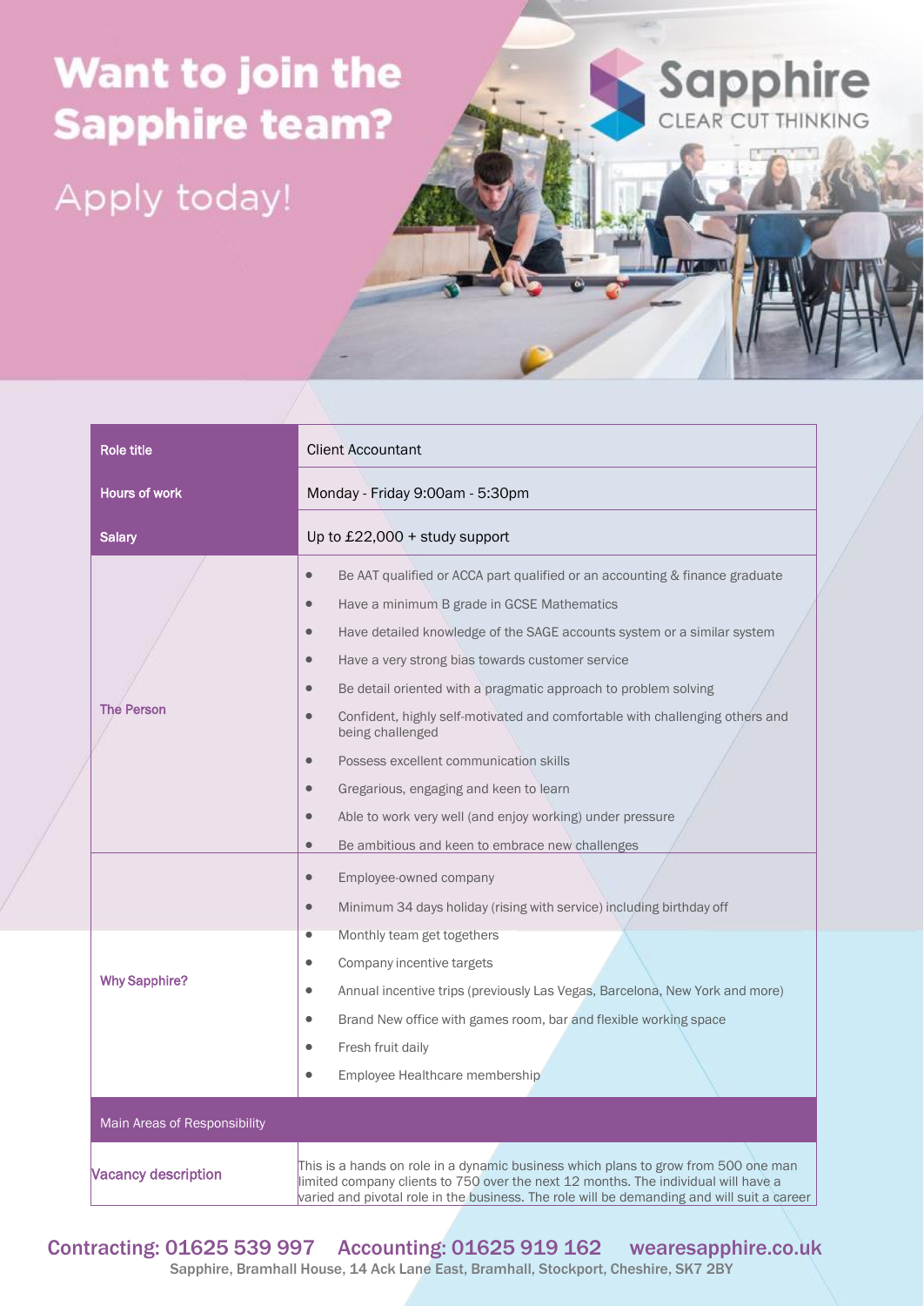# Want to join the Sapphire team?

## Apply today!

Sapphire
CLEAR CUT THINKING

| Role title | Client Accountant |
|---|---|
| Hours of work | Monday - Friday 9:00am - 5:30pm |
| Salary | Up to £22,000 + study support |
| The Person | • Be AAT qualified or ACCA part qualified or an accounting & finance graduate<br>• Have a minimum B grade in GCSE Mathematics<br>• Have detailed knowledge of the SAGE accounts system or a similar system<br>• Have a very strong bias towards customer service<br>• Be detail oriented with a pragmatic approach to problem solving<br>• Confident, highly self-motivated and comfortable with challenging others and being challenged<br>• Possess excellent communication skills<br>• Gregarious, engaging and keen to learn<br>• Able to work very well (and enjoy working) under pressure<br>• Be ambitious and keen to embrace new challenges |
| Why Sapphire? | • Employee-owned company<br>• Minimum 34 days holiday (rising with service) including birthday off<br>• Monthly team get togethers<br>• Company incentive targets<br>• Annual incentive trips (previously Las Vegas, Barcelona, New York and more)<br>• Brand New office with games room, bar and flexible working space<br>• Fresh fruit daily<br>• Employee Healthcare membership |
| Main Areas of Responsibility | |
| Vacancy description | This is a hands on role in a dynamic business which plans to grow from 500 one man limited company clients to 750 over the next 12 months. The individual will have a varied and pivotal role in the business. The role will be demanding and will suit a career |

Contracting: 01625 539 997 Accounting: 01625 919 162 wearesapphire.co.uk
Sapphire, Bramhall House, 14 Ack Lane East, Bramhall, Stockport, Cheshire, SK7 2BY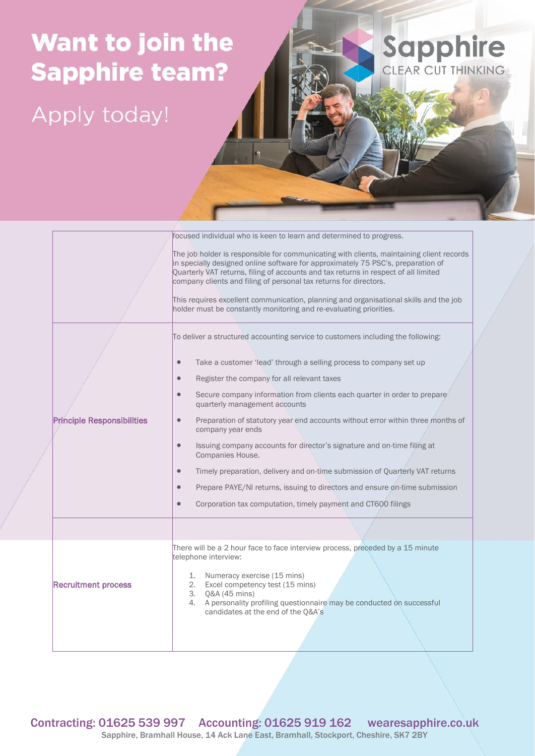# Want to join the Sapphire team?

Apply today!

Sapphire
CLEAR CUT THINKING

| | |
|---|---|
| | focused individual who is keen to learn and determined to progress.<br><br>The job holder is responsible for communicating with clients, maintaining client records in specially designed online software for approximately 75 PSC's, preparation of Quarterly VAT returns, filing of accounts and tax returns in respect of all limited company clients and filing of personal tax returns for directors.<br><br>This requires excellent communication, planning and organisational skills and the job holder must be constantly monitoring and re-evaluating priorities. |
| **Principle Responsibilities** | To deliver a structured accounting service to customers including the following:<br><br>• Take a customer 'lead' through a selling process to company set up<br>• Register the company for all relevant taxes<br>• Secure company information from clients each quarter in order to prepare quarterly management accounts<br>• Preparation of statutory year end accounts without error within three months of company year ends<br>• Issuing company accounts for director's signature and on-time filing at Companies House.<br>• Timely preparation, delivery and on-time submission of Quarterly VAT returns<br>• Prepare PAYE/NI returns, issuing to directors and ensure on-time submission<br>• Corporation tax computation, timely payment and CT600 filings |
| | |
| **Recruitment process** | There will be a 2 hour face to face interview process, preceded by a 15 minute telephone interview:<br><br>1. Numeracy exercise (15 mins)<br>2. Excel competency test (15 mins)<br>3. Q&A (45 mins)<br>4. A personality profiling questionnaire may be conducted on successful candidates at the end of the Q&A's |

Contracting: 01625 539 997 Accounting: 01625 919 162 wearesapphire.co.uk
Sapphire, Bramhall House, 14 Ack Lane East, Bramhall, Stockport, Cheshire, SK7 2BY